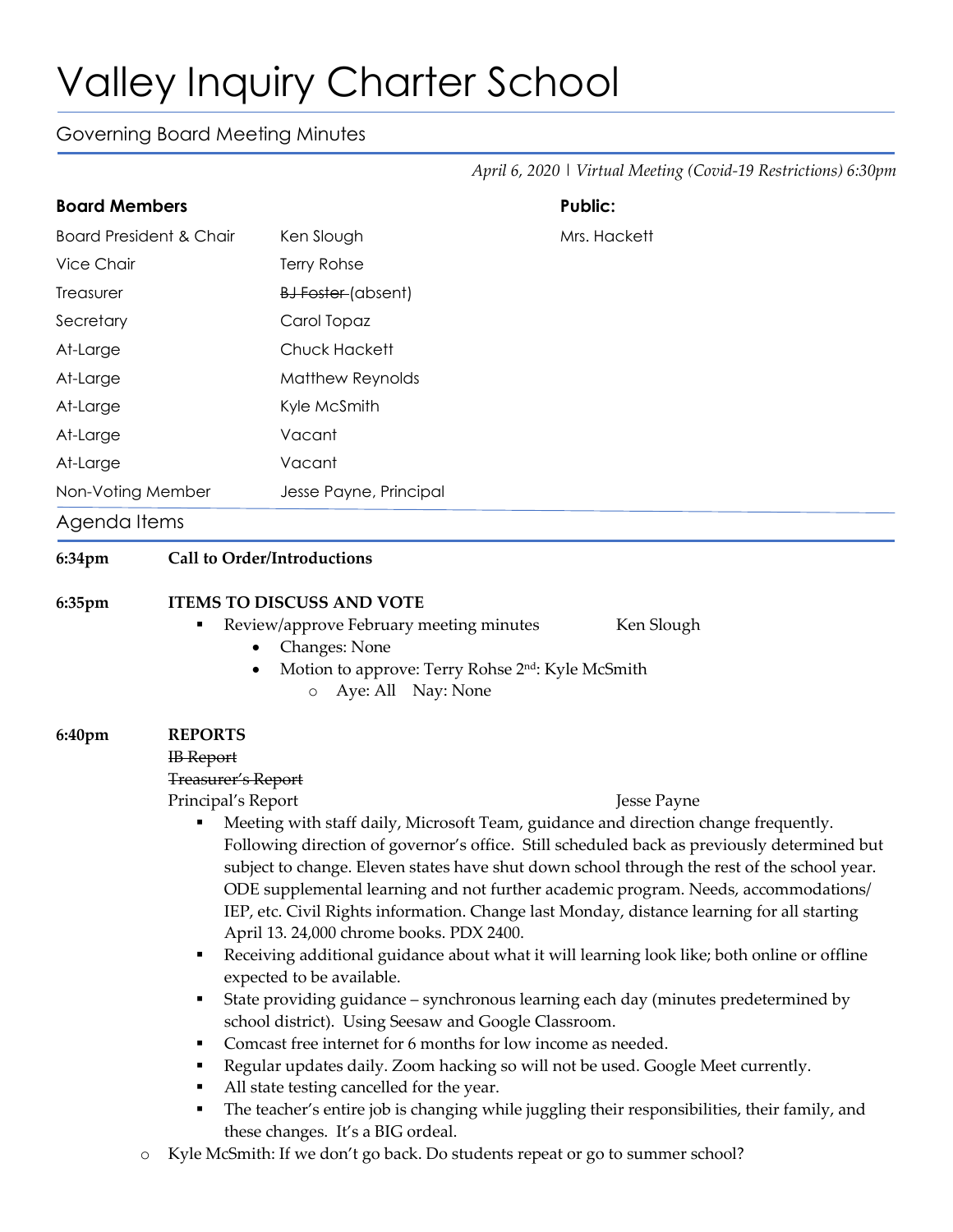# Valley Inquiry Charter School

## Governing Board Meeting Minutes

*April 6, 2020 | Virtual Meeting (Covid-19 Restrictions) 6:30pm*

| **Board Members** | | **Public:** |
|---|---|---|
| Board President & Chair | Ken Slough | Mrs. Hackett |
| Vice Chair | Terry Rohse | |
| Treasurer | ~~BJ Foster~~ (absent) | |
| Secretary | Carol Topaz | |
| At-Large | Chuck Hackett | |
| At-Large | Matthew Reynolds | |
| At-Large | Kyle McSmith | |
| At-Large | Vacant | |
| At-Large | Vacant | |
| Non-Voting Member | Jesse Payne, Principal | |

## Agenda Items

**6:34pm** **Call to Order/Introductions**

**6:35pm** **ITEMS TO DISCUSS AND VOTE**

- Review/approve February meeting minutes — Ken Slough
  - Changes: None
  - Motion to approve: Terry Rohse 2nd: Kyle McSmith
    - Aye: All Nay: None

**6:40pm** **REPORTS**

~~IB Report~~

~~Treasurer's Report~~

Principal's Report — Jesse Payne

- Meeting with staff daily, Microsoft Team, guidance and direction change frequently. Following direction of governor's office. Still scheduled back as previously determined but subject to change. Eleven states have shut down school through the rest of the school year. ODE supplemental learning and not further academic program. Needs, accommodations/ IEP, etc. Civil Rights information. Change last Monday, distance learning for all starting April 13. 24,000 chrome books. PDX 2400.
- Receiving additional guidance about what it will learning look like; both online or offline expected to be available.
- State providing guidance – synchronous learning each day (minutes predetermined by school district). Using Seesaw and Google Classroom.
- Comcast free internet for 6 months for low income as needed.
- Regular updates daily. Zoom hacking so will not be used. Google Meet currently.
- All state testing cancelled for the year.
- The teacher's entire job is changing while juggling their responsibilities, their family, and these changes. It's a BIG ordeal.

- Kyle McSmith: If we don't go back. Do students repeat or go to summer school?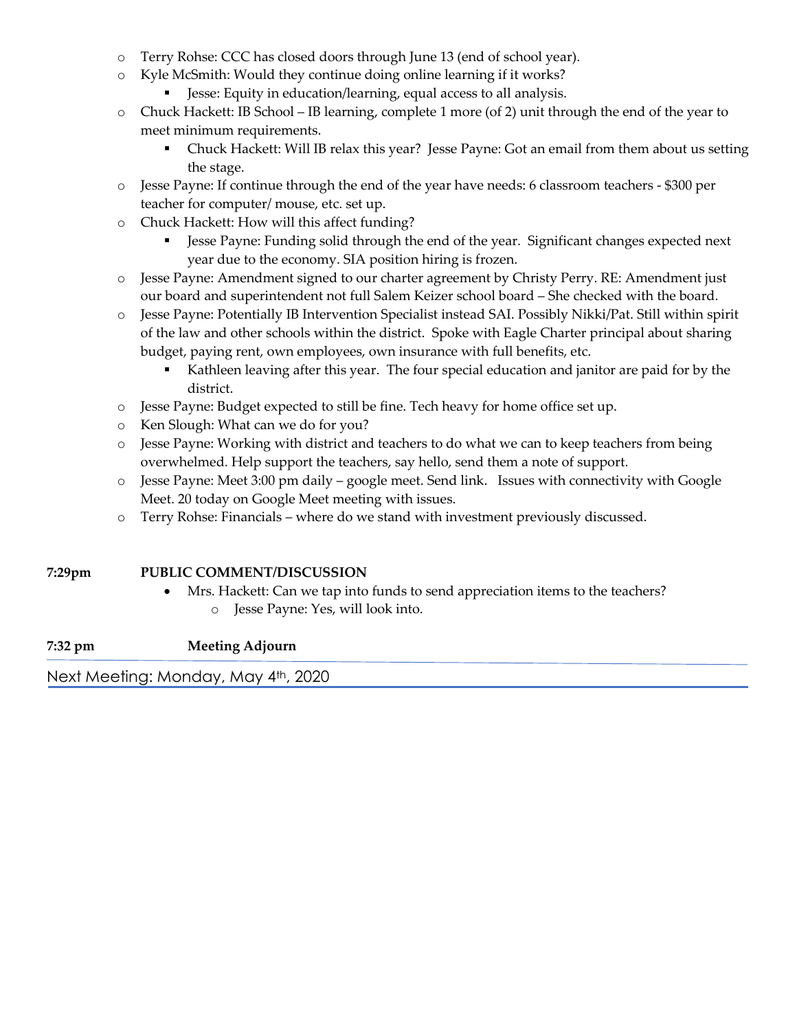- Terry Rohse: CCC has closed doors through June 13 (end of school year).
- Kyle McSmith: Would they continue doing online learning if it works?
  - Jesse: Equity in education/learning, equal access to all analysis.
- Chuck Hackett: IB School – IB learning, complete 1 more (of 2) unit through the end of the year to meet minimum requirements.
  - Chuck Hackett: Will IB relax this year? Jesse Payne: Got an email from them about us setting the stage.
- Jesse Payne: If continue through the end of the year have needs: 6 classroom teachers - $300 per teacher for computer/ mouse, etc. set up.
- Chuck Hackett: How will this affect funding?
  - Jesse Payne: Funding solid through the end of the year. Significant changes expected next year due to the economy. SIA position hiring is frozen.
- Jesse Payne: Amendment signed to our charter agreement by Christy Perry. RE: Amendment just our board and superintendent not full Salem Keizer school board – She checked with the board.
- Jesse Payne: Potentially IB Intervention Specialist instead SAI. Possibly Nikki/Pat. Still within spirit of the law and other schools within the district. Spoke with Eagle Charter principal about sharing budget, paying rent, own employees, own insurance with full benefits, etc.
  - Kathleen leaving after this year. The four special education and janitor are paid for by the district.
- Jesse Payne: Budget expected to still be fine. Tech heavy for home office set up.
- Ken Slough: What can we do for you?
- Jesse Payne: Working with district and teachers to do what we can to keep teachers from being overwhelmed. Help support the teachers, say hello, send them a note of support.
- Jesse Payne: Meet 3:00 pm daily – google meet. Send link. Issues with connectivity with Google Meet. 20 today on Google Meet meeting with issues.
- Terry Rohse: Financials – where do we stand with investment previously discussed.

**7:29pm** **PUBLIC COMMENT/DISCUSSION**

- Mrs. Hackett: Can we tap into funds to send appreciation items to the teachers?
  - Jesse Payne: Yes, will look into.

**7:32 pm** **Meeting Adjourn**

Next Meeting: Monday, May 4th, 2020